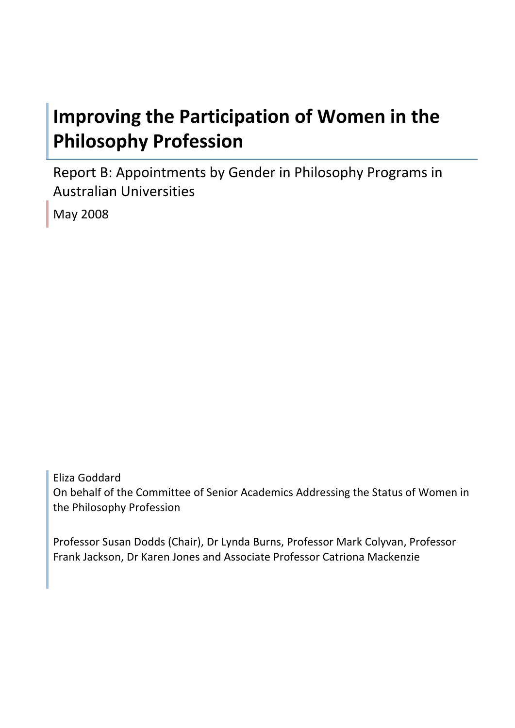# Improving the Participation of Women in the Philosophy Profession

Report B: Appointments by Gender in Philosophy Programs in Australian Universities

May 2008

Eliza Goddard
On behalf of the Committee of Senior Academics Addressing the Status of Women in the Philosophy Profession

Professor Susan Dodds (Chair), Dr Lynda Burns, Professor Mark Colyvan, Professor Frank Jackson, Dr Karen Jones and Associate Professor Catriona Mackenzie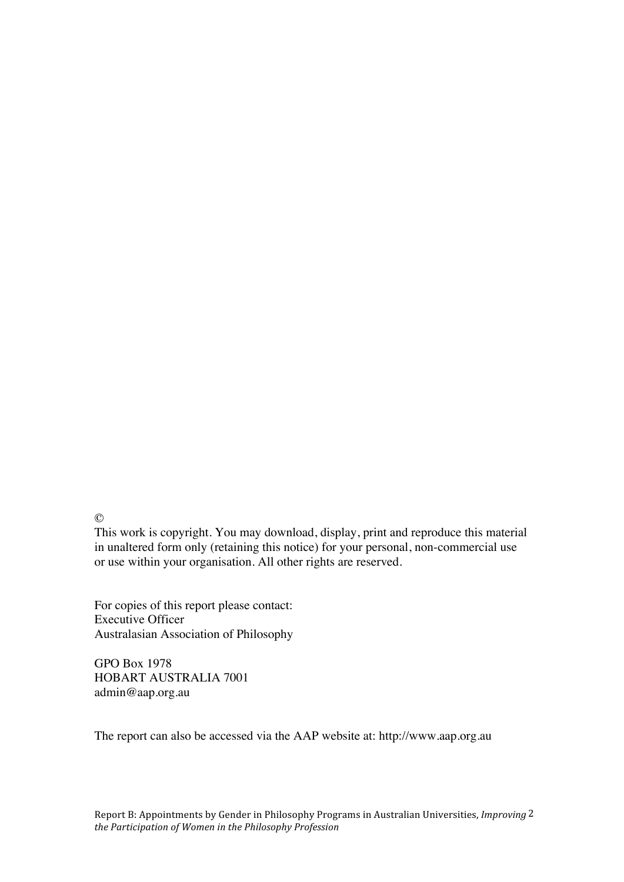©

This work is copyright. You may download, display, print and reproduce this material in unaltered form only (retaining this notice) for your personal, non-commercial use or use within your organisation. All other rights are reserved.

For copies of this report please contact:
Executive Officer
Australasian Association of Philosophy

GPO Box 1978
HOBART AUSTRALIA 7001
admin@aap.org.au

The report can also be accessed via the AAP website at: http://www.aap.org.au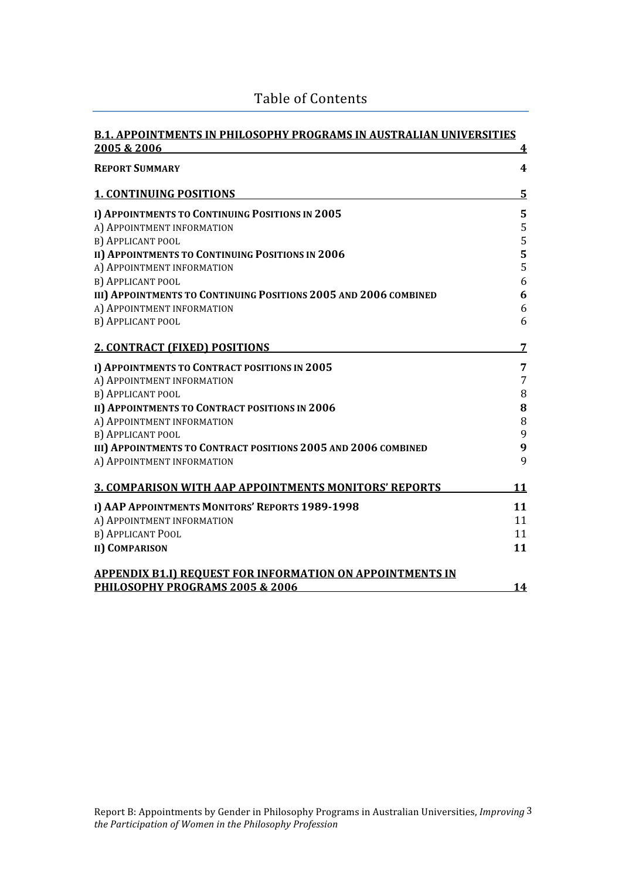# Table of Contents

| | |
|---|---|
| **B.1. APPOINTMENTS IN PHILOSOPHY PROGRAMS IN AUSTRALIAN UNIVERSITIES 2005 & 2006** | **4** |
| **REPORT SUMMARY** | **4** |
| **1. CONTINUING POSITIONS** | **5** |
| **I) APPOINTMENTS TO CONTINUING POSITIONS IN 2005** | **5** |
| A) APPOINTMENT INFORMATION | 5 |
| B) APPLICANT POOL | 5 |
| **II) APPOINTMENTS TO CONTINUING POSITIONS IN 2006** | **5** |
| A) APPOINTMENT INFORMATION | 5 |
| B) APPLICANT POOL | 6 |
| **III) APPOINTMENTS TO CONTINUING POSITIONS 2005 AND 2006 COMBINED** | **6** |
| A) APPOINTMENT INFORMATION | 6 |
| B) APPLICANT POOL | 6 |
| **2. CONTRACT (FIXED) POSITIONS** | **7** |
| **I) APPOINTMENTS TO CONTRACT POSITIONS IN 2005** | **7** |
| A) APPOINTMENT INFORMATION | 7 |
| B) APPLICANT POOL | 8 |
| **II) APPOINTMENTS TO CONTRACT POSITIONS IN 2006** | **8** |
| A) APPOINTMENT INFORMATION | 8 |
| B) APPLICANT POOL | 9 |
| **III) APPOINTMENTS TO CONTRACT POSITIONS 2005 AND 2006 COMBINED** | **9** |
| A) APPOINTMENT INFORMATION | 9 |
| **3. COMPARISON WITH AAP APPOINTMENTS MONITORS' REPORTS** | **11** |
| **I) AAP APPOINTMENTS MONITORS' REPORTS 1989-1998** | **11** |
| A) APPOINTMENT INFORMATION | 11 |
| B) APPLICANT POOL | 11 |
| **II) COMPARISON** | **11** |
| **APPENDIX B1.I) REQUEST FOR INFORMATION ON APPOINTMENTS IN PHILOSOPHY PROGRAMS 2005 & 2006** | **14** |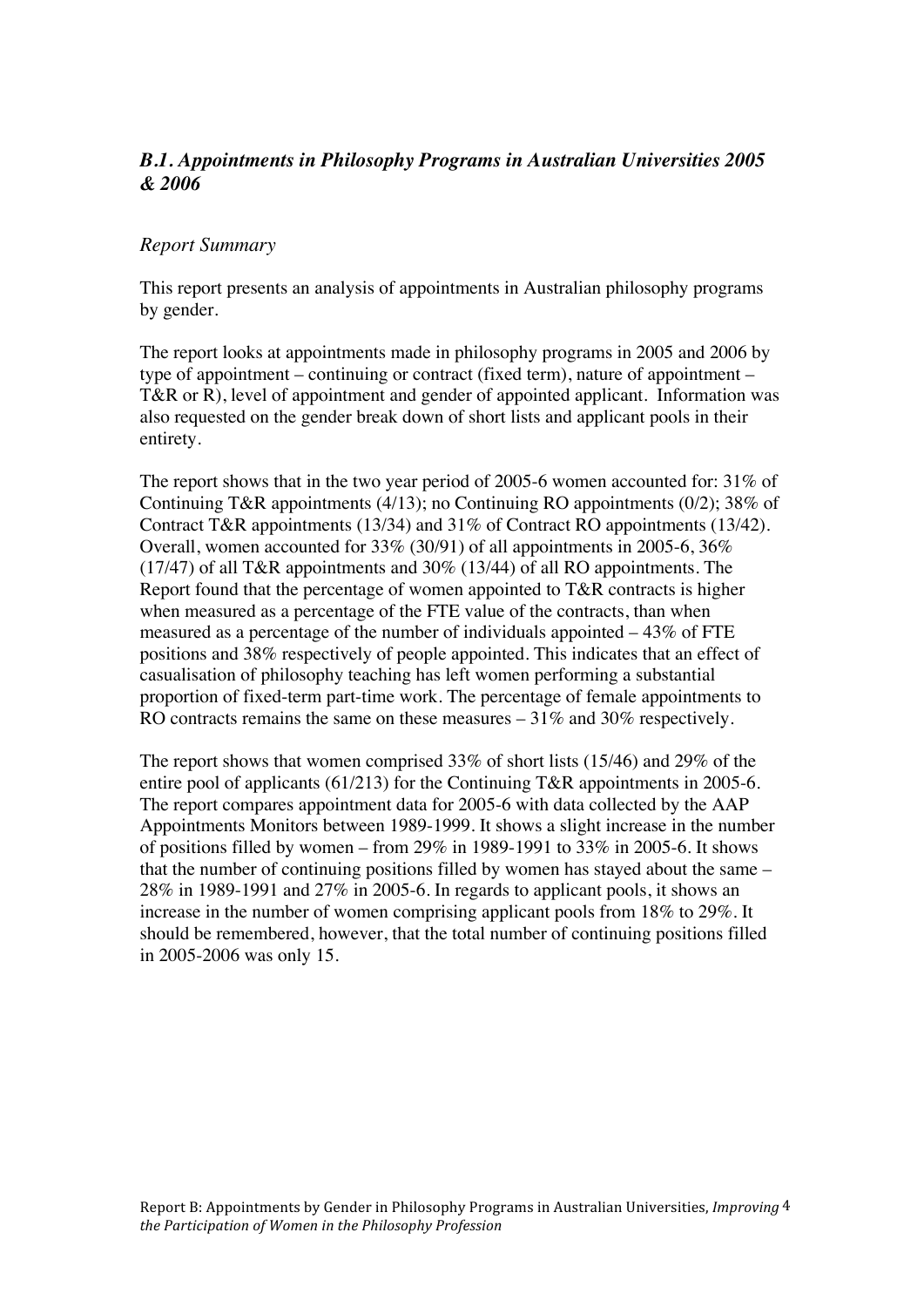### *B.1. Appointments in Philosophy Programs in Australian Universities 2005 & 2006*

*Report Summary*

This report presents an analysis of appointments in Australian philosophy programs by gender.

The report looks at appointments made in philosophy programs in 2005 and 2006 by type of appointment – continuing or contract (fixed term), nature of appointment – T&R or R), level of appointment and gender of appointed applicant. Information was also requested on the gender break down of short lists and applicant pools in their entirety.

The report shows that in the two year period of 2005-6 women accounted for: 31% of Continuing T&R appointments (4/13); no Continuing RO appointments (0/2); 38% of Contract T&R appointments (13/34) and 31% of Contract RO appointments (13/42). Overall, women accounted for 33% (30/91) of all appointments in 2005-6, 36% (17/47) of all T&R appointments and 30% (13/44) of all RO appointments. The Report found that the percentage of women appointed to T&R contracts is higher when measured as a percentage of the FTE value of the contracts, than when measured as a percentage of the number of individuals appointed – 43% of FTE positions and 38% respectively of people appointed. This indicates that an effect of casualisation of philosophy teaching has left women performing a substantial proportion of fixed-term part-time work. The percentage of female appointments to RO contracts remains the same on these measures – 31% and 30% respectively.

The report shows that women comprised 33% of short lists (15/46) and 29% of the entire pool of applicants (61/213) for the Continuing T&R appointments in 2005-6. The report compares appointment data for 2005-6 with data collected by the AAP Appointments Monitors between 1989-1999. It shows a slight increase in the number of positions filled by women – from 29% in 1989-1991 to 33% in 2005-6. It shows that the number of continuing positions filled by women has stayed about the same – 28% in 1989-1991 and 27% in 2005-6. In regards to applicant pools, it shows an increase in the number of women comprising applicant pools from 18% to 29%. It should be remembered, however, that the total number of continuing positions filled in 2005-2006 was only 15.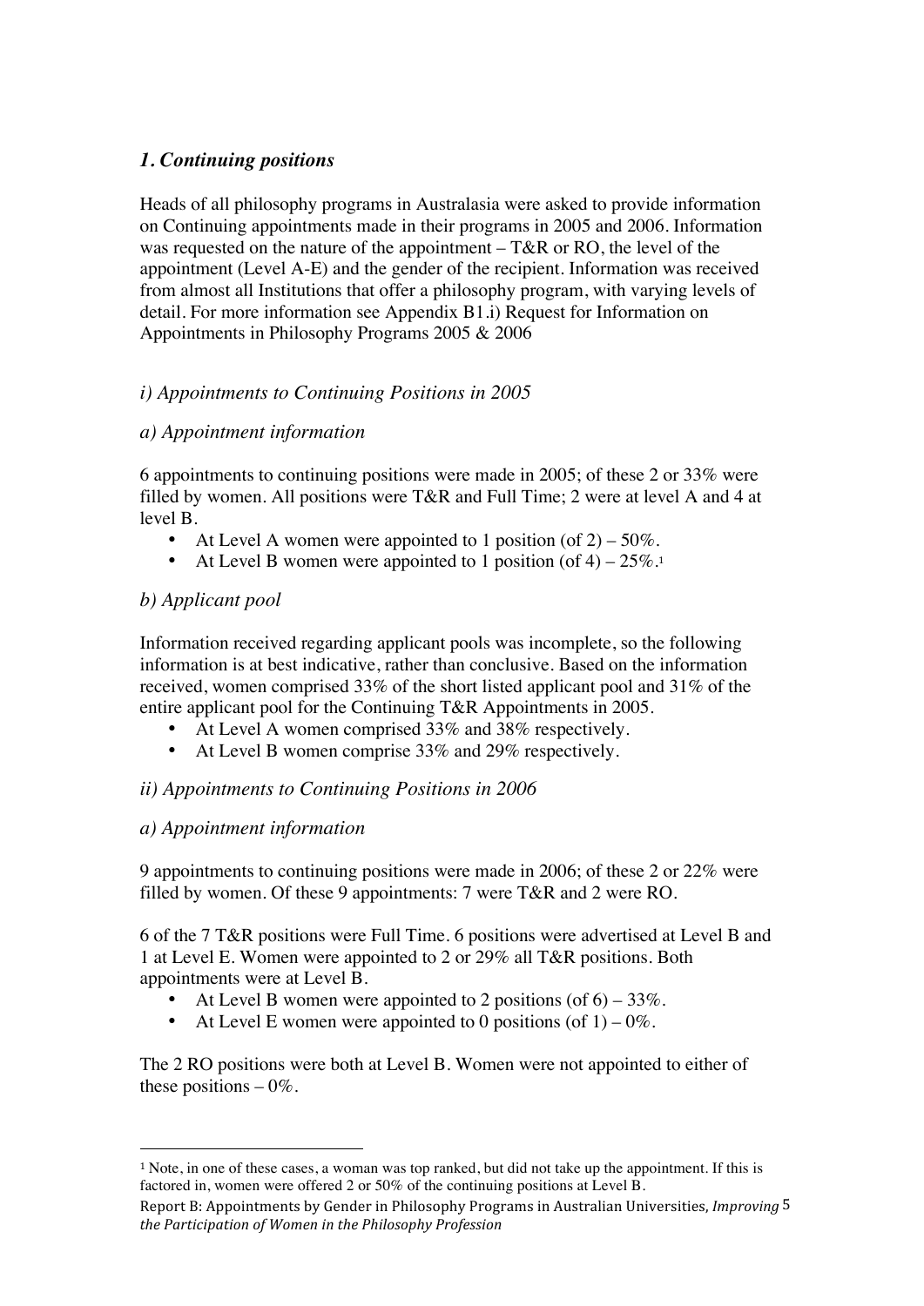## *1. Continuing positions*

Heads of all philosophy programs in Australasia were asked to provide information on Continuing appointments made in their programs in 2005 and 2006. Information was requested on the nature of the appointment – T&R or RO, the level of the appointment (Level A-E) and the gender of the recipient. Information was received from almost all Institutions that offer a philosophy program, with varying levels of detail. For more information see Appendix B1.i) Request for Information on Appointments in Philosophy Programs 2005 & 2006

### *i) Appointments to Continuing Positions in 2005*

#### *a) Appointment information*

6 appointments to continuing positions were made in 2005; of these 2 or 33% were filled by women. All positions were T&R and Full Time; 2 were at level A and 4 at level B.

- At Level A women were appointed to 1 position (of 2) – 50%.
- At Level B women were appointed to 1 position (of 4) – 25%.[1]

#### *b) Applicant pool*

Information received regarding applicant pools was incomplete, so the following information is at best indicative, rather than conclusive. Based on the information received, women comprised 33% of the short listed applicant pool and 31% of the entire applicant pool for the Continuing T&R Appointments in 2005.

- At Level A women comprised 33% and 38% respectively.
- At Level B women comprise 33% and 29% respectively.

### *ii) Appointments to Continuing Positions in 2006*

#### *a) Appointment information*

9 appointments to continuing positions were made in 2006; of these 2 or 22% were filled by women. Of these 9 appointments: 7 were T&R and 2 were RO.

6 of the 7 T&R positions were Full Time. 6 positions were advertised at Level B and 1 at Level E. Women were appointed to 2 or 29% all T&R positions. Both appointments were at Level B.

- At Level B women were appointed to 2 positions (of 6) – 33%.
- At Level E women were appointed to 0 positions (of 1) – 0%.

The 2 RO positions were both at Level B. Women were not appointed to either of these positions – 0%.

---

[1] Note, in one of these cases, a woman was top ranked, but did not take up the appointment. If this is factored in, women were offered 2 or 50% of the continuing positions at Level B.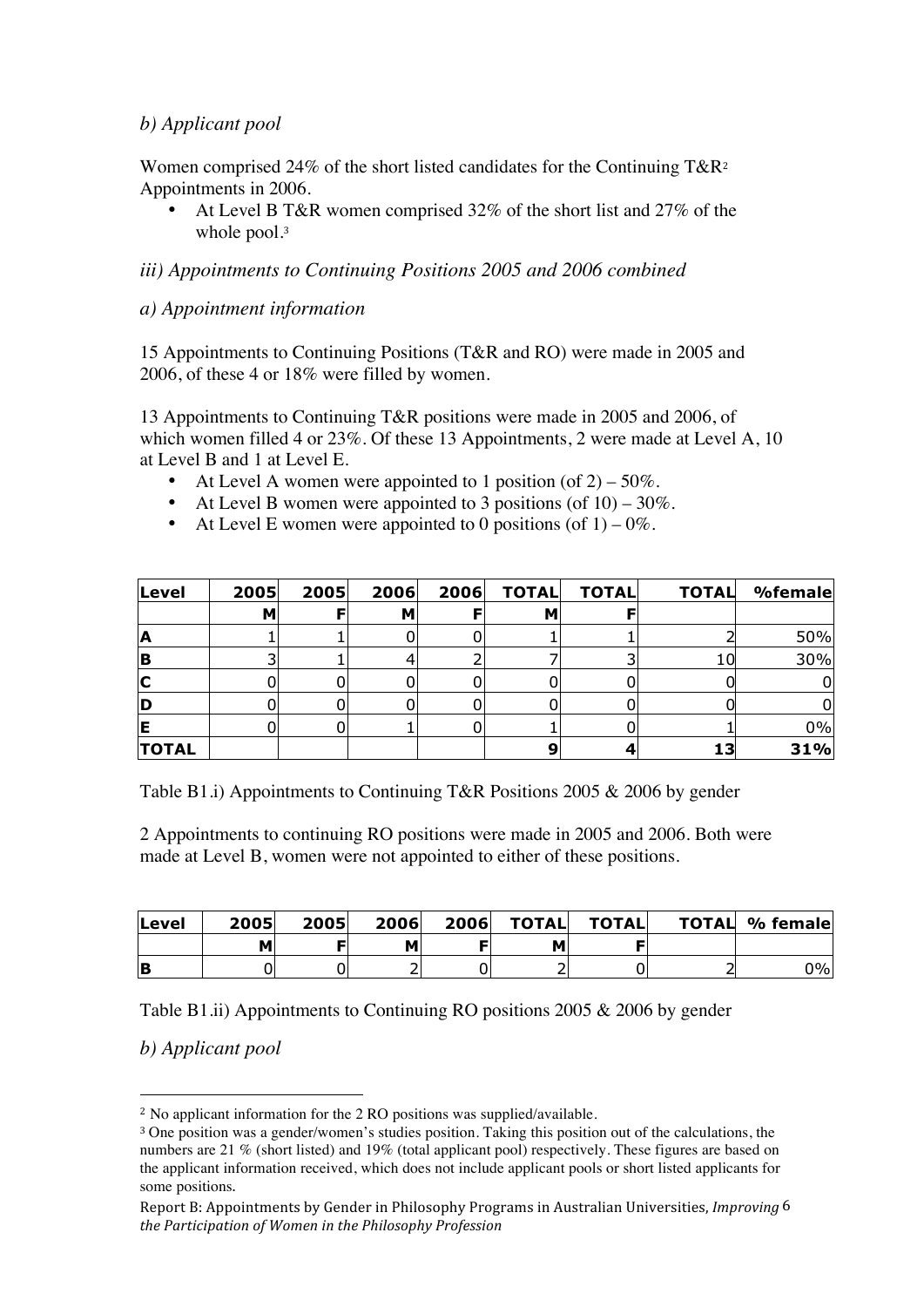*b) Applicant pool*

Women comprised 24% of the short listed candidates for the Continuing T&R[2] Appointments in 2006.

- At Level B T&R women comprised 32% of the short list and 27% of the whole pool.[3]

*iii) Appointments to Continuing Positions 2005 and 2006 combined*

*a) Appointment information*

15 Appointments to Continuing Positions (T&R and RO) were made in 2005 and 2006, of these 4 or 18% were filled by women.

13 Appointments to Continuing T&R positions were made in 2005 and 2006, of which women filled 4 or 23%. Of these 13 Appointments, 2 were made at Level A, 10 at Level B and 1 at Level E.

- At Level A women were appointed to 1 position (of 2) – 50%.
- At Level B women were appointed to 3 positions (of 10) – 30%.
- At Level E women were appointed to 0 positions (of 1) – 0%.

| Level | 2005 | 2005 | 2006 | 2006 | TOTAL | TOTAL | TOTAL | %female |
|---|---|---|---|---|---|---|---|---|
| | M | F | M | F | M | F | | |
| A | 1 | 1 | 0 | 0 | 1 | 1 | 2 | 50% |
| B | 3 | 1 | 4 | 2 | 7 | 3 | 10 | 30% |
| C | 0 | 0 | 0 | 0 | 0 | 0 | 0 | 0 |
| D | 0 | 0 | 0 | 0 | 0 | 0 | 0 | 0 |
| E | 0 | 0 | 1 | 0 | 1 | 0 | 1 | 0% |
| TOTAL | | | | | 9 | 4 | 13 | 31% |

Table B1.i) Appointments to Continuing T&R Positions 2005 & 2006 by gender

2 Appointments to continuing RO positions were made in 2005 and 2006. Both were made at Level B, women were not appointed to either of these positions.

| Level | 2005 | 2005 | 2006 | 2006 | TOTAL | TOTAL | TOTAL | % female |
|---|---|---|---|---|---|---|---|---|
| | M | F | M | F | M | F | | |
| B | 0 | 0 | 2 | 0 | 2 | 0 | 2 | 0% |

Table B1.ii) Appointments to Continuing RO positions 2005 & 2006 by gender

*b) Applicant pool*

---

[2] No applicant information for the 2 RO positions was supplied/available.

[3] One position was a gender/women's studies position. Taking this position out of the calculations, the numbers are 21 % (short listed) and 19% (total applicant pool) respectively. These figures are based on the applicant information received, which does not include applicant pools or short listed applicants for some positions.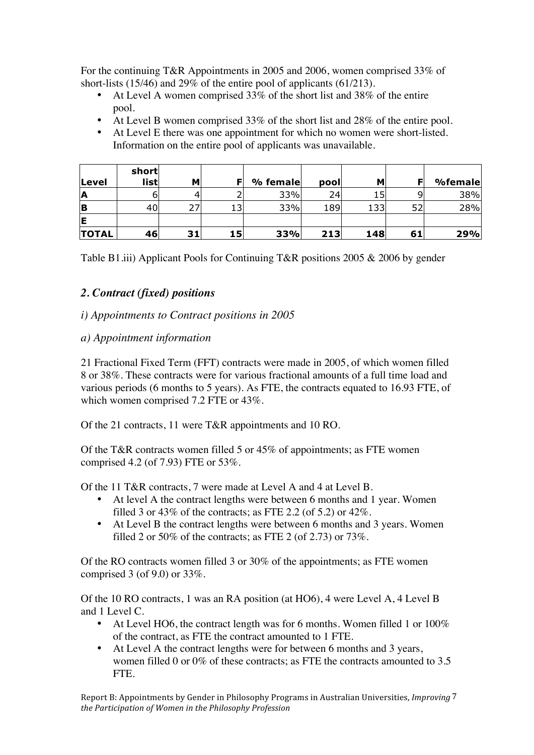For the continuing T&R Appointments in 2005 and 2006, women comprised 33% of short-lists (15/46) and 29% of the entire pool of applicants (61/213).

- At Level A women comprised 33% of the short list and 38% of the entire pool.
- At Level B women comprised 33% of the short list and 28% of the entire pool.
- At Level E there was one appointment for which no women were short-listed. Information on the entire pool of applicants was unavailable.

| Level | short list | M | F | % female | pool | M | F | %female |
|---|---|---|---|---|---|---|---|---|
| A | 6 | 4 | 2 | 33% | 24 | 15 | 9 | 38% |
| B | 40 | 27 | 13 | 33% | 189 | 133 | 52 | 28% |
| E | | | | | | | | |
| **TOTAL** | **46** | **31** | **15** | **33%** | **213** | **148** | **61** | **29%** |

Table B1.iii) Applicant Pools for Continuing T&R positions 2005 & 2006 by gender

## *2. Contract (fixed) positions*

### *i) Appointments to Contract positions in 2005*

#### *a) Appointment information*

21 Fractional Fixed Term (FFT) contracts were made in 2005, of which women filled 8 or 38%. These contracts were for various fractional amounts of a full time load and various periods (6 months to 5 years). As FTE, the contracts equated to 16.93 FTE, of which women comprised 7.2 FTE or 43%.

Of the 21 contracts, 11 were T&R appointments and 10 RO.

Of the T&R contracts women filled 5 or 45% of appointments; as FTE women comprised 4.2 (of 7.93) FTE or 53%.

Of the 11 T&R contracts, 7 were made at Level A and 4 at Level B.

- At level A the contract lengths were between 6 months and 1 year. Women filled 3 or 43% of the contracts; as FTE 2.2 (of 5.2) or 42%.
- At Level B the contract lengths were between 6 months and 3 years. Women filled 2 or 50% of the contracts; as FTE 2 (of 2.73) or 73%.

Of the RO contracts women filled 3 or 30% of the appointments; as FTE women comprised 3 (of 9.0) or 33%.

Of the 10 RO contracts, 1 was an RA position (at HO6), 4 were Level A, 4 Level B and 1 Level C.

- At Level HO6, the contract length was for 6 months. Women filled 1 or 100% of the contract, as FTE the contract amounted to 1 FTE.
- At Level A the contract lengths were for between 6 months and 3 years, women filled 0 or 0% of these contracts; as FTE the contracts amounted to 3.5 FTE.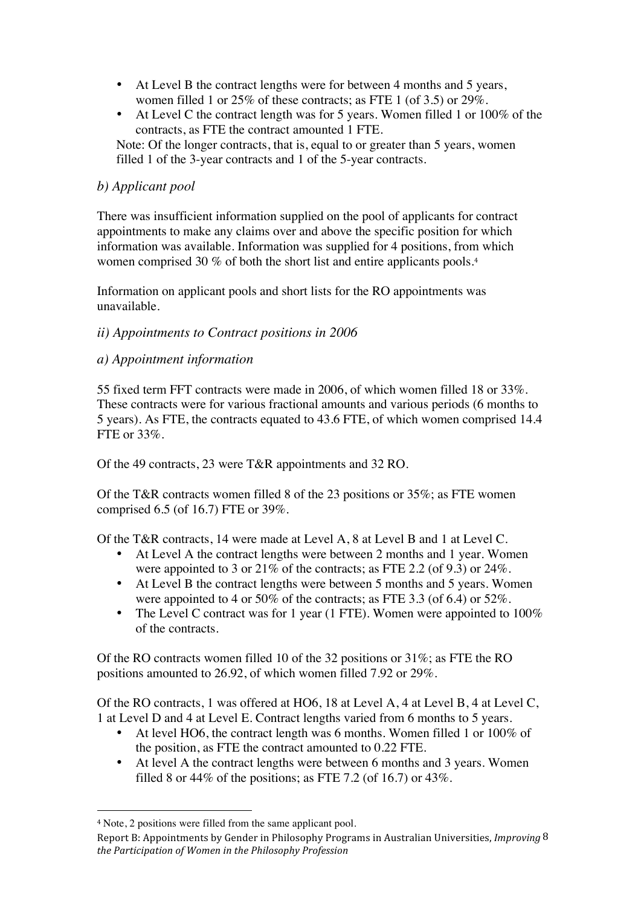- At Level B the contract lengths were for between 4 months and 5 years, women filled 1 or 25% of these contracts; as FTE 1 (of 3.5) or 29%.
- At Level C the contract length was for 5 years. Women filled 1 or 100% of the contracts, as FTE the contract amounted 1 FTE.

Note: Of the longer contracts, that is, equal to or greater than 5 years, women filled 1 of the 3-year contracts and 1 of the 5-year contracts.

*b) Applicant pool*

There was insufficient information supplied on the pool of applicants for contract appointments to make any claims over and above the specific position for which information was available. Information was supplied for 4 positions, from which women comprised 30 % of both the short list and entire applicants pools.[4]

Information on applicant pools and short lists for the RO appointments was unavailable.

*ii) Appointments to Contract positions in 2006*

*a) Appointment information*

55 fixed term FFT contracts were made in 2006, of which women filled 18 or 33%. These contracts were for various fractional amounts and various periods (6 months to 5 years). As FTE, the contracts equated to 43.6 FTE, of which women comprised 14.4 FTE or 33%.

Of the 49 contracts, 23 were T&R appointments and 32 RO.

Of the T&R contracts women filled 8 of the 23 positions or 35%; as FTE women comprised 6.5 (of 16.7) FTE or 39%.

Of the T&R contracts, 14 were made at Level A, 8 at Level B and 1 at Level C.

- At Level A the contract lengths were between 2 months and 1 year. Women were appointed to 3 or 21% of the contracts; as FTE 2.2 (of 9.3) or 24%.
- At Level B the contract lengths were between 5 months and 5 years. Women were appointed to 4 or 50% of the contracts; as FTE 3.3 (of 6.4) or 52%.
- The Level C contract was for 1 year (1 FTE). Women were appointed to 100% of the contracts.

Of the RO contracts women filled 10 of the 32 positions or 31%; as FTE the RO positions amounted to 26.92, of which women filled 7.92 or 29%.

Of the RO contracts, 1 was offered at HO6, 18 at Level A, 4 at Level B, 4 at Level C, 1 at Level D and 4 at Level E. Contract lengths varied from 6 months to 5 years.

- At level HO6, the contract length was 6 months. Women filled 1 or 100% of the position, as FTE the contract amounted to 0.22 FTE.
- At level A the contract lengths were between 6 months and 3 years. Women filled 8 or 44% of the positions; as FTE 7.2 (of 16.7) or 43%.

---

[4] Note, 2 positions were filled from the same applicant pool.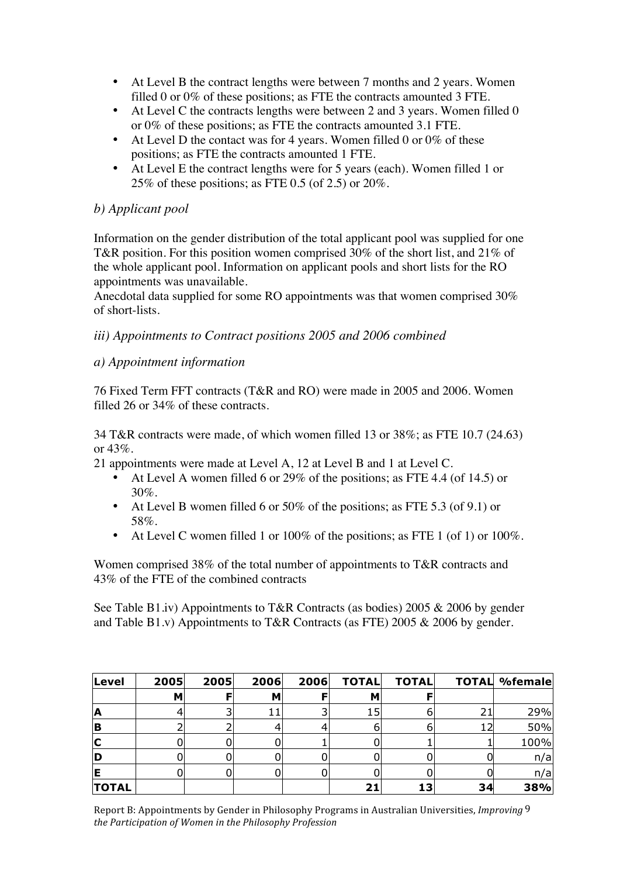- At Level B the contract lengths were between 7 months and 2 years. Women filled 0 or 0% of these positions; as FTE the contracts amounted 3 FTE.
- At Level C the contracts lengths were between 2 and 3 years. Women filled 0 or 0% of these positions; as FTE the contracts amounted 3.1 FTE.
- At Level D the contact was for 4 years. Women filled 0 or 0% of these positions; as FTE the contracts amounted 1 FTE.
- At Level E the contract lengths were for 5 years (each). Women filled 1 or 25% of these positions; as FTE 0.5 (of 2.5) or 20%.

*b) Applicant pool*

Information on the gender distribution of the total applicant pool was supplied for one T&R position. For this position women comprised 30% of the short list, and 21% of the whole applicant pool. Information on applicant pools and short lists for the RO appointments was unavailable.
Anecdotal data supplied for some RO appointments was that women comprised 30% of short-lists.

*iii) Appointments to Contract positions 2005 and 2006 combined*

*a) Appointment information*

76 Fixed Term FFT contracts (T&R and RO) were made in 2005 and 2006. Women filled 26 or 34% of these contracts.

34 T&R contracts were made, of which women filled 13 or 38%; as FTE 10.7 (24.63) or 43%.
21 appointments were made at Level A, 12 at Level B and 1 at Level C.

- At Level A women filled 6 or 29% of the positions; as FTE 4.4 (of 14.5) or 30%.
- At Level B women filled 6 or 50% of the positions; as FTE 5.3 (of 9.1) or 58%.
- At Level C women filled 1 or 100% of the positions; as FTE 1 (of 1) or 100%.

Women comprised 38% of the total number of appointments to T&R contracts and 43% of the FTE of the combined contracts

See Table B1.iv) Appointments to T&R Contracts (as bodies) 2005 & 2006 by gender and Table B1.v) Appointments to T&R Contracts (as FTE) 2005 & 2006 by gender.

| Level | 2005 | 2005 | 2006 | 2006 | TOTAL | TOTAL | TOTAL | %female |
|---|---|---|---|---|---|---|---|---|
| | M | F | M | F | M | F | | |
| A | 4 | 3 | 11 | 3 | 15 | 6 | 21 | 29% |
| B | 2 | 2 | 4 | 4 | 6 | 6 | 12 | 50% |
| C | 0 | 0 | 0 | 1 | 0 | 1 | 1 | 100% |
| D | 0 | 0 | 0 | 0 | 0 | 0 | 0 | n/a |
| E | 0 | 0 | 0 | 0 | 0 | 0 | 0 | n/a |
| TOTAL | | | | | 21 | 13 | 34 | 38% |

Report B: Appointments by Gender in Philosophy Programs in Australian Universities, *Improving the Participation of Women in the Philosophy Profession*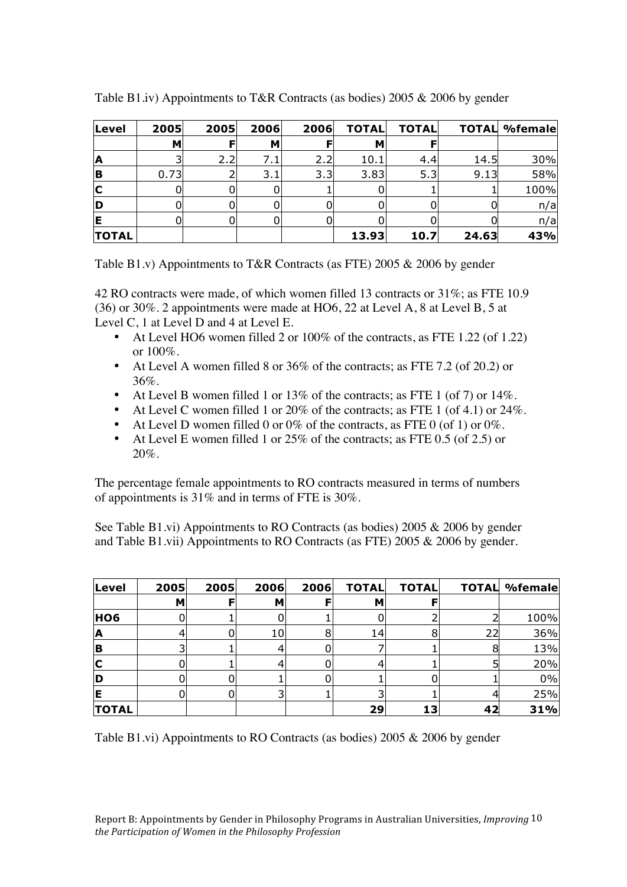Table B1.iv) Appointments to T&R Contracts (as bodies) 2005 & 2006 by gender

| Level | 2005 | 2005 | 2006 | 2006 | TOTAL | TOTAL | TOTAL | %female |
|---|---|---|---|---|---|---|---|---|
| | M | F | M | F | M | F | | |
| A | 3 | 2.2 | 7.1 | 2.2 | 10.1 | 4.4 | 14.5 | 30% |
| B | 0.73 | 2 | 3.1 | 3.3 | 3.83 | 5.3 | 9.13 | 58% |
| C | 0 | 0 | 0 | 1 | 0 | 1 | 1 | 100% |
| D | 0 | 0 | 0 | 0 | 0 | 0 | 0 | n/a |
| E | 0 | 0 | 0 | 0 | 0 | 0 | 0 | n/a |
| **TOTAL** | | | | | **13.93** | **10.7** | **24.63** | **43%** |

Table B1.v) Appointments to T&R Contracts (as FTE) 2005 & 2006 by gender

42 RO contracts were made, of which women filled 13 contracts or 31%; as FTE 10.9 (36) or 30%. 2 appointments were made at HO6, 22 at Level A, 8 at Level B, 5 at Level C, 1 at Level D and 4 at Level E.

- At Level HO6 women filled 2 or 100% of the contracts, as FTE 1.22 (of 1.22) or 100%.
- At Level A women filled 8 or 36% of the contracts; as FTE 7.2 (of 20.2) or 36%.
- At Level B women filled 1 or 13% of the contracts; as FTE 1 (of 7) or 14%.
- At Level C women filled 1 or 20% of the contracts; as FTE 1 (of 4.1) or 24%.
- At Level D women filled 0 or 0% of the contracts, as FTE 0 (of 1) or 0%.
- At Level E women filled 1 or 25% of the contracts; as FTE 0.5 (of 2.5) or 20%.

The percentage female appointments to RO contracts measured in terms of numbers of appointments is 31% and in terms of FTE is 30%.

See Table B1.vi) Appointments to RO Contracts (as bodies) 2005 & 2006 by gender and Table B1.vii) Appointments to RO Contracts (as FTE) 2005 & 2006 by gender.

| Level | 2005 | 2005 | 2006 | 2006 | TOTAL | TOTAL | TOTAL | %female |
|---|---|---|---|---|---|---|---|---|
| | M | F | M | F | M | F | | |
| HO6 | 0 | 1 | 0 | 1 | 0 | 2 | 2 | 100% |
| A | 4 | 0 | 10 | 8 | 14 | 8 | 22 | 36% |
| B | 3 | 1 | 4 | 0 | 7 | 1 | 8 | 13% |
| C | 0 | 1 | 4 | 0 | 4 | 1 | 5 | 20% |
| D | 0 | 0 | 1 | 0 | 1 | 0 | 1 | 0% |
| E | 0 | 0 | 3 | 1 | 3 | 1 | 4 | 25% |
| **TOTAL** | | | | | **29** | **13** | **42** | **31%** |

Table B1.vi) Appointments to RO Contracts (as bodies) 2005 & 2006 by gender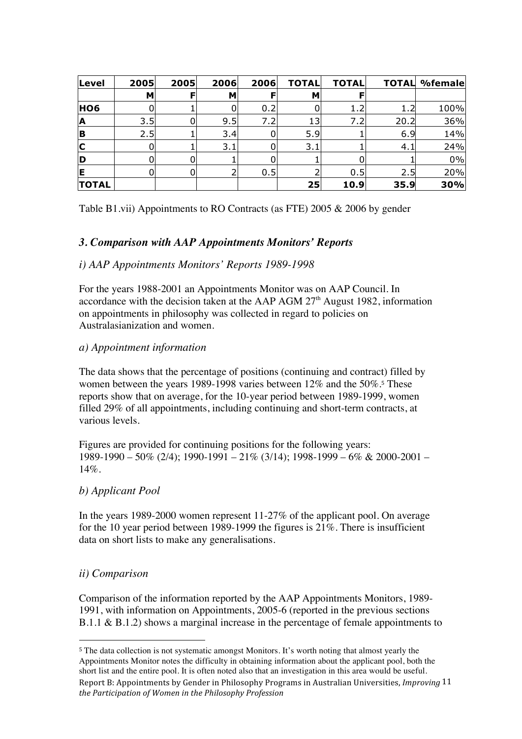| Level | 2005 | 2005 | 2006 | 2006 | TOTAL | TOTAL | TOTAL | %female |
|---|---|---|---|---|---|---|---|---|
| | M | F | M | F | M | F | | |
| HO6 | 0 | 1 | 0 | 0.2 | 0 | 1.2 | 1.2 | 100% |
| A | 3.5 | 0 | 9.5 | 7.2 | 13 | 7.2 | 20.2 | 36% |
| B | 2.5 | 1 | 3.4 | 0 | 5.9 | 1 | 6.9 | 14% |
| C | 0 | 1 | 3.1 | 0 | 3.1 | 1 | 4.1 | 24% |
| D | 0 | 0 | 1 | 0 | 1 | 0 | 1 | 0% |
| E | 0 | 0 | 2 | 0.5 | 2 | 0.5 | 2.5 | 20% |
| **TOTAL** | | | | | **25** | **10.9** | **35.9** | **30%** |

Table B1.vii) Appointments to RO Contracts (as FTE) 2005 & 2006 by gender

### *3. Comparison with AAP Appointments Monitors' Reports*

*i) AAP Appointments Monitors' Reports 1989-1998*

For the years 1988-2001 an Appointments Monitor was on AAP Council. In accordance with the decision taken at the AAP AGM 27th August 1982, information on appointments in philosophy was collected in regard to policies on Australasianization and women.

*a) Appointment information*

The data shows that the percentage of positions (continuing and contract) filled by women between the years 1989-1998 varies between 12% and the 50%.[5] These reports show that on average, for the 10-year period between 1989-1999, women filled 29% of all appointments, including continuing and short-term contracts, at various levels.

Figures are provided for continuing positions for the following years: 1989-1990 – 50% (2/4); 1990-1991 – 21% (3/14); 1998-1999 – 6% & 2000-2001 – 14%.

*b) Applicant Pool*

In the years 1989-2000 women represent 11-27% of the applicant pool. On average for the 10 year period between 1989-1999 the figures is 21%. There is insufficient data on short lists to make any generalisations.

*ii) Comparison*

Comparison of the information reported by the AAP Appointments Monitors, 1989-1991, with information on Appointments, 2005-6 (reported in the previous sections B.1.1 & B.1.2) shows a marginal increase in the percentage of female appointments to

[5] The data collection is not systematic amongst Monitors. It's worth noting that almost yearly the Appointments Monitor notes the difficulty in obtaining information about the applicant pool, both the short list and the entire pool. It is often noted also that an investigation in this area would be useful.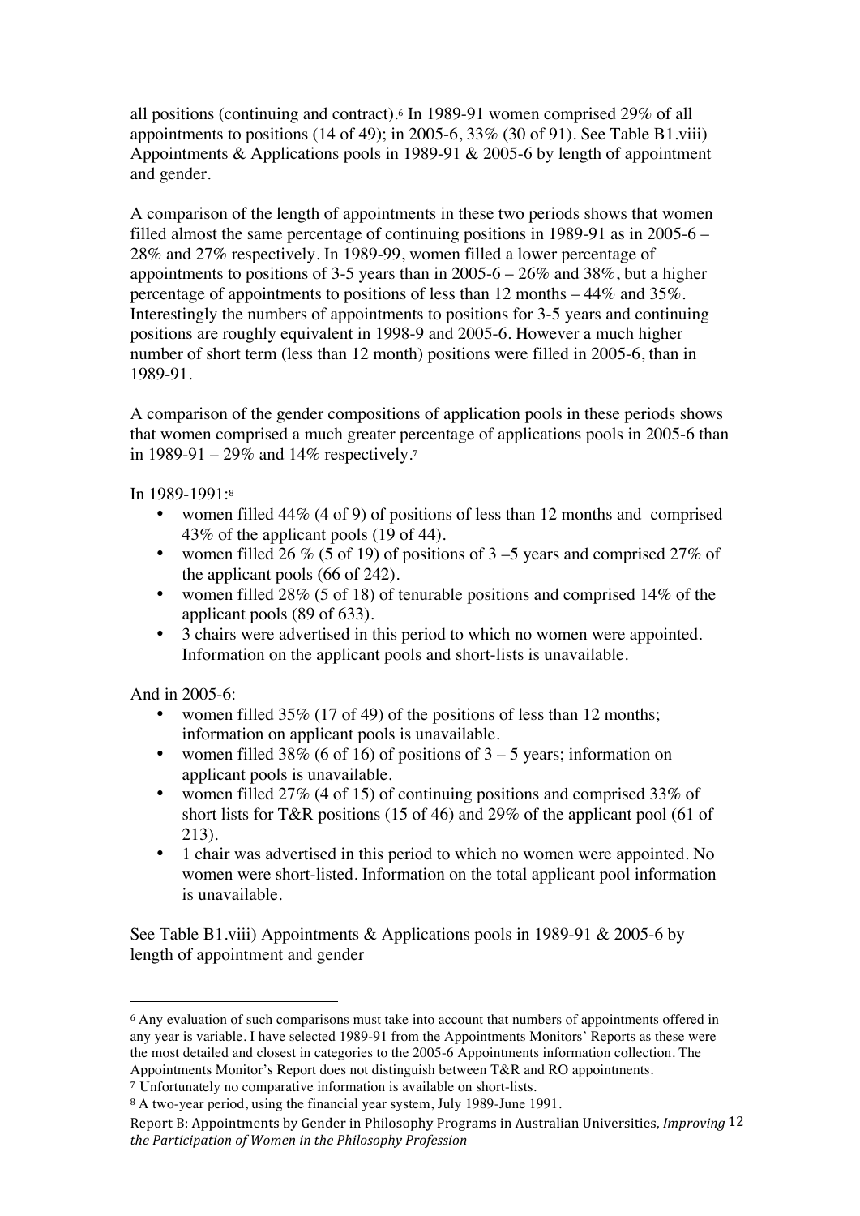all positions (continuing and contract).[6] In 1989-91 women comprised 29% of all appointments to positions (14 of 49); in 2005-6, 33% (30 of 91). See Table B1.viii) Appointments & Applications pools in 1989-91 & 2005-6 by length of appointment and gender.

A comparison of the length of appointments in these two periods shows that women filled almost the same percentage of continuing positions in 1989-91 as in 2005-6 – 28% and 27% respectively. In 1989-99, women filled a lower percentage of appointments to positions of 3-5 years than in 2005-6 – 26% and 38%, but a higher percentage of appointments to positions of less than 12 months – 44% and 35%. Interestingly the numbers of appointments to positions for 3-5 years and continuing positions are roughly equivalent in 1998-9 and 2005-6. However a much higher number of short term (less than 12 month) positions were filled in 2005-6, than in 1989-91.

A comparison of the gender compositions of application pools in these periods shows that women comprised a much greater percentage of applications pools in 2005-6 than in 1989-91 – 29% and 14% respectively.[7]

In 1989-1991:[8]

- women filled 44% (4 of 9) of positions of less than 12 months and comprised 43% of the applicant pools (19 of 44).
- women filled 26 % (5 of 19) of positions of 3 –5 years and comprised 27% of the applicant pools (66 of 242).
- women filled 28% (5 of 18) of tenurable positions and comprised 14% of the applicant pools (89 of 633).
- 3 chairs were advertised in this period to which no women were appointed. Information on the applicant pools and short-lists is unavailable.

And in 2005-6:

- women filled 35% (17 of 49) of the positions of less than 12 months; information on applicant pools is unavailable.
- women filled 38% (6 of 16) of positions of 3 – 5 years; information on applicant pools is unavailable.
- women filled 27% (4 of 15) of continuing positions and comprised 33% of short lists for T&R positions (15 of 46) and 29% of the applicant pool (61 of 213).
- 1 chair was advertised in this period to which no women were appointed. No women were short-listed. Information on the total applicant pool information is unavailable.

See Table B1.viii) Appointments & Applications pools in 1989-91 & 2005-6 by length of appointment and gender

---

[6] Any evaluation of such comparisons must take into account that numbers of appointments offered in any year is variable. I have selected 1989-91 from the Appointments Monitors' Reports as these were the most detailed and closest in categories to the 2005-6 Appointments information collection. The Appointments Monitor's Report does not distinguish between T&R and RO appointments.

[7] Unfortunately no comparative information is available on short-lists.

[8] A two-year period, using the financial year system, July 1989-June 1991.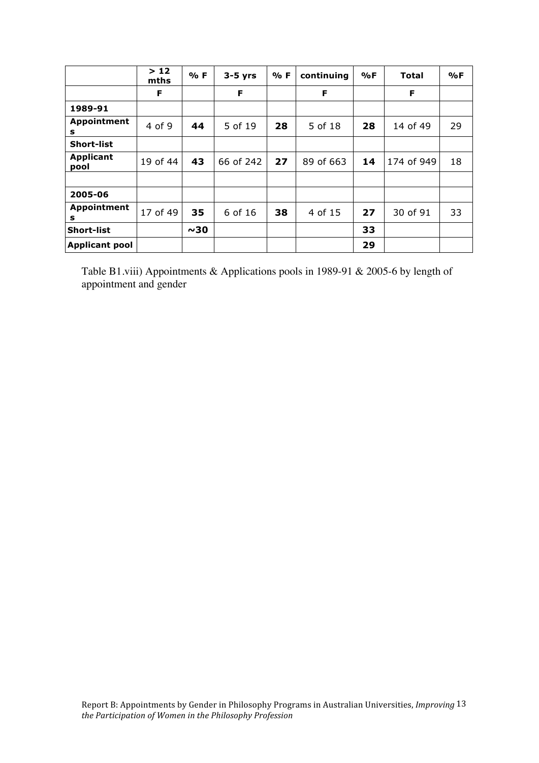| | > 12 mths | % F | 3-5 yrs | % F | continuing | %F | Total | %F |
|---|---|---|---|---|---|---|---|---|
| | F | | F | | F | | F | |
| **1989-91** | | | | | | | | |
| **Appointments** | 4 of 9 | **44** | 5 of 19 | **28** | 5 of 18 | **28** | 14 of 49 | 29 |
| **Short-list** | | | | | | | | |
| **Applicant pool** | 19 of 44 | **43** | 66 of 242 | **27** | 89 of 663 | **14** | 174 of 949 | 18 |
| | | | | | | | | |
| **2005-06** | | | | | | | | |
| **Appointments** | 17 of 49 | **35** | 6 of 16 | **38** | 4 of 15 | **27** | 30 of 91 | 33 |
| **Short-list** | | **~30** | | | | **33** | | |
| **Applicant pool** | | | | | | **29** | | |

Table B1.viii) Appointments & Applications pools in 1989-91 & 2005-6 by length of appointment and gender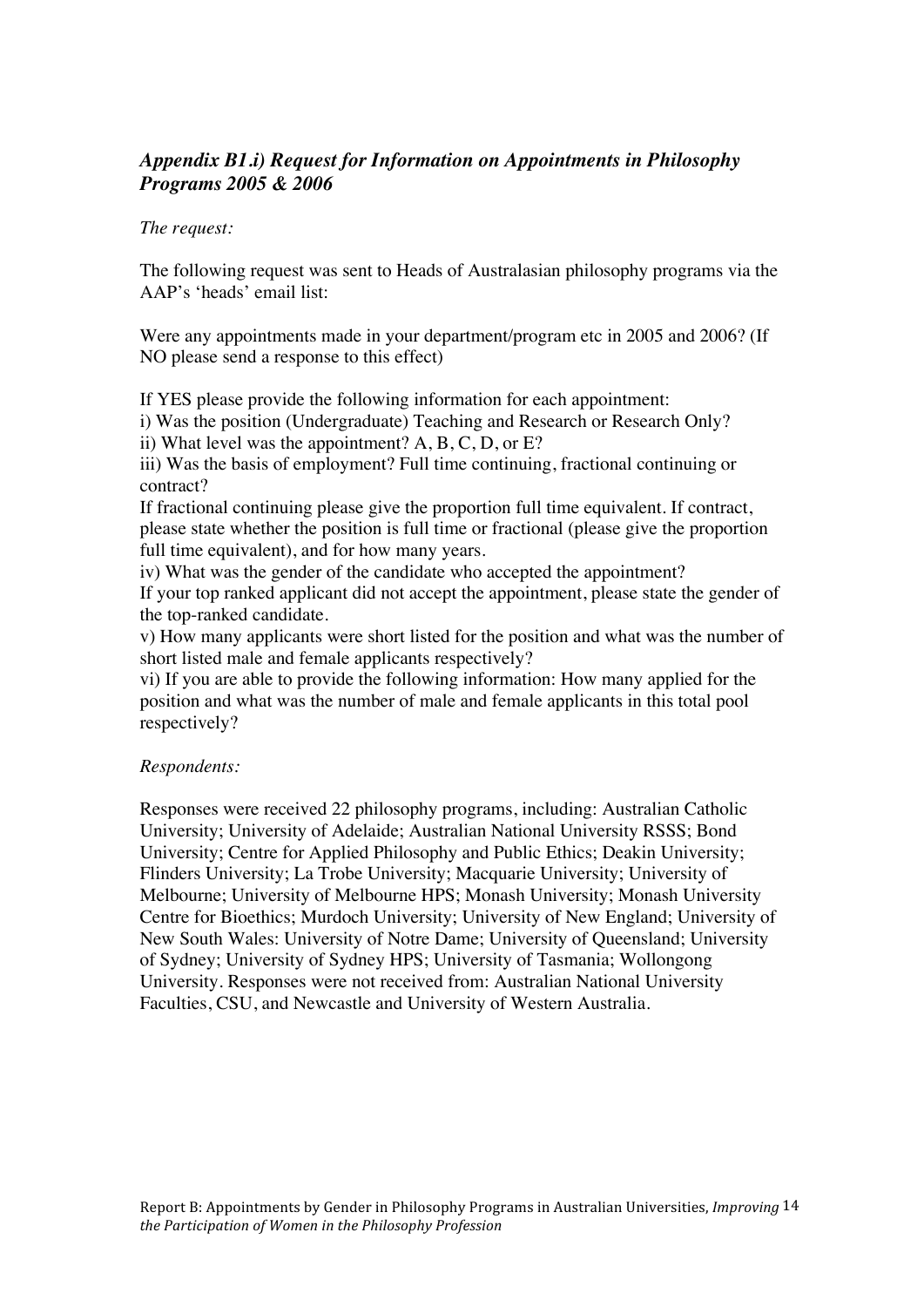### *Appendix B1.i) Request for Information on Appointments in Philosophy Programs 2005 & 2006*

*The request:*

The following request was sent to Heads of Australasian philosophy programs via the AAP's 'heads' email list:

Were any appointments made in your department/program etc in 2005 and 2006? (If NO please send a response to this effect)

If YES please provide the following information for each appointment:
i) Was the position (Undergraduate) Teaching and Research or Research Only?
ii) What level was the appointment? A, B, C, D, or E?
iii) Was the basis of employment? Full time continuing, fractional continuing or contract?
If fractional continuing please give the proportion full time equivalent. If contract, please state whether the position is full time or fractional (please give the proportion full time equivalent), and for how many years.
iv) What was the gender of the candidate who accepted the appointment?
If your top ranked applicant did not accept the appointment, please state the gender of the top-ranked candidate.
v) How many applicants were short listed for the position and what was the number of short listed male and female applicants respectively?
vi) If you are able to provide the following information: How many applied for the position and what was the number of male and female applicants in this total pool respectively?

*Respondents:*

Responses were received 22 philosophy programs, including: Australian Catholic University; University of Adelaide; Australian National University RSSS; Bond University; Centre for Applied Philosophy and Public Ethics; Deakin University; Flinders University; La Trobe University; Macquarie University; University of Melbourne; University of Melbourne HPS; Monash University; Monash University Centre for Bioethics; Murdoch University; University of New England; University of New South Wales: University of Notre Dame; University of Queensland; University of Sydney; University of Sydney HPS; University of Tasmania; Wollongong University. Responses were not received from: Australian National University Faculties, CSU, and Newcastle and University of Western Australia.